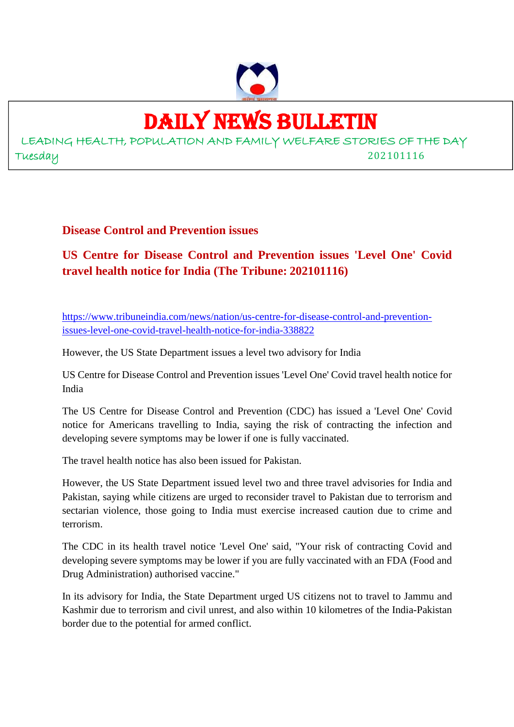# DAILY NEWS BULLETIN

LEADING HEALTH, POPULATION AND FAMILY WELFARE STORIES OF THE DAY

Tuesday 202101116

## Disease Control and Prevention issues

## US Centre for Disease Control and Prevention issues 'Level One' Covid travel health notice for India (The Tribune: 202101116)

https://www.tribuneindia.com/news/nation/us-centre-for-disease-control-and-prevention-issues-level-one-covid-travel-health-notice-for-india-338822

However, the US State Department issues a level two advisory for India

US Centre for Disease Control and Prevention issues 'Level One' Covid travel health notice for India

The US Centre for Disease Control and Prevention (CDC) has issued a 'Level One' Covid notice for Americans travelling to India, saying the risk of contracting the infection and developing severe symptoms may be lower if one is fully vaccinated.

The travel health notice has also been issued for Pakistan.

However, the US State Department issued level two and three travel advisories for India and Pakistan, saying while citizens are urged to reconsider travel to Pakistan due to terrorism and sectarian violence, those going to India must exercise increased caution due to crime and terrorism.

The CDC in its health travel notice 'Level One' said, "Your risk of contracting Covid and developing severe symptoms may be lower if you are fully vaccinated with an FDA (Food and Drug Administration) authorised vaccine."

In its advisory for India, the State Department urged US citizens not to travel to Jammu and Kashmir due to terrorism and civil unrest, and also within 10 kilometres of the India-Pakistan border due to the potential for armed conflict.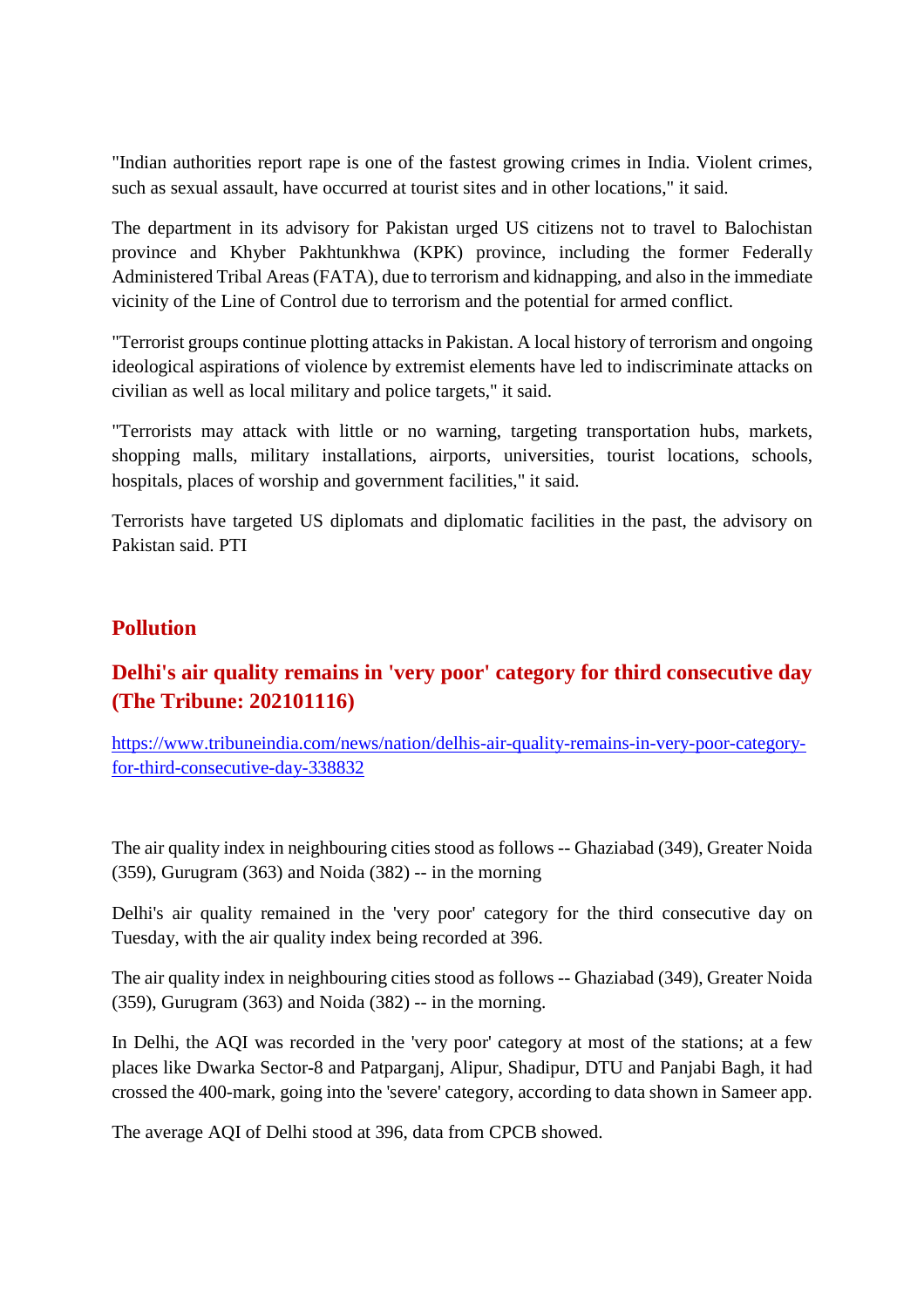"Indian authorities report rape is one of the fastest growing crimes in India. Violent crimes, such as sexual assault, have occurred at tourist sites and in other locations," it said.

The department in its advisory for Pakistan urged US citizens not to travel to Balochistan province and Khyber Pakhtunkhwa (KPK) province, including the former Federally Administered Tribal Areas (FATA), due to terrorism and kidnapping, and also in the immediate vicinity of the Line of Control due to terrorism and the potential for armed conflict.

"Terrorist groups continue plotting attacks in Pakistan. A local history of terrorism and ongoing ideological aspirations of violence by extremist elements have led to indiscriminate attacks on civilian as well as local military and police targets," it said.

"Terrorists may attack with little or no warning, targeting transportation hubs, markets, shopping malls, military installations, airports, universities, tourist locations, schools, hospitals, places of worship and government facilities," it said.

Terrorists have targeted US diplomats and diplomatic facilities in the past, the advisory on Pakistan said. PTI

## Pollution

### Delhi's air quality remains in 'very poor' category for third consecutive day (The Tribune: 202101116)

https://www.tribuneindia.com/news/nation/delhis-air-quality-remains-in-very-poor-category-for-third-consecutive-day-338832

The air quality index in neighbouring cities stood as follows -- Ghaziabad (349), Greater Noida (359), Gurugram (363) and Noida (382) -- in the morning

Delhi's air quality remained in the 'very poor' category for the third consecutive day on Tuesday, with the air quality index being recorded at 396.

The air quality index in neighbouring cities stood as follows -- Ghaziabad (349), Greater Noida (359), Gurugram (363) and Noida (382) -- in the morning.

In Delhi, the AQI was recorded in the 'very poor' category at most of the stations; at a few places like Dwarka Sector-8 and Patparganj, Alipur, Shadipur, DTU and Panjabi Bagh, it had crossed the 400-mark, going into the 'severe' category, according to data shown in Sameer app.

The average AQI of Delhi stood at 396, data from CPCB showed.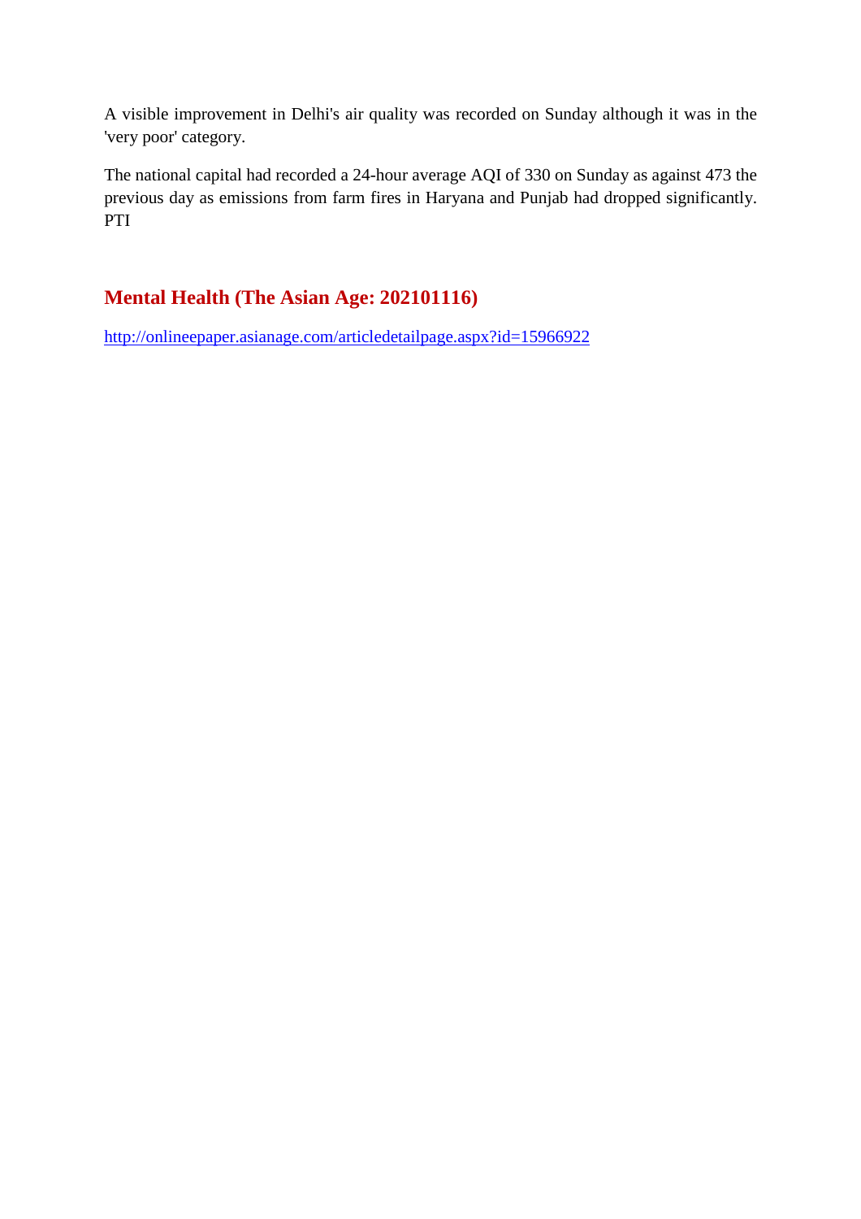A visible improvement in Delhi's air quality was recorded on Sunday although it was in the 'very poor' category.

The national capital had recorded a 24-hour average AQI of 330 on Sunday as against 473 the previous day as emissions from farm fires in Haryana and Punjab had dropped significantly. PTI

## Mental Health (The Asian Age: 202101116)

http://onlineepaper.asianage.com/articledetailpage.aspx?id=15966922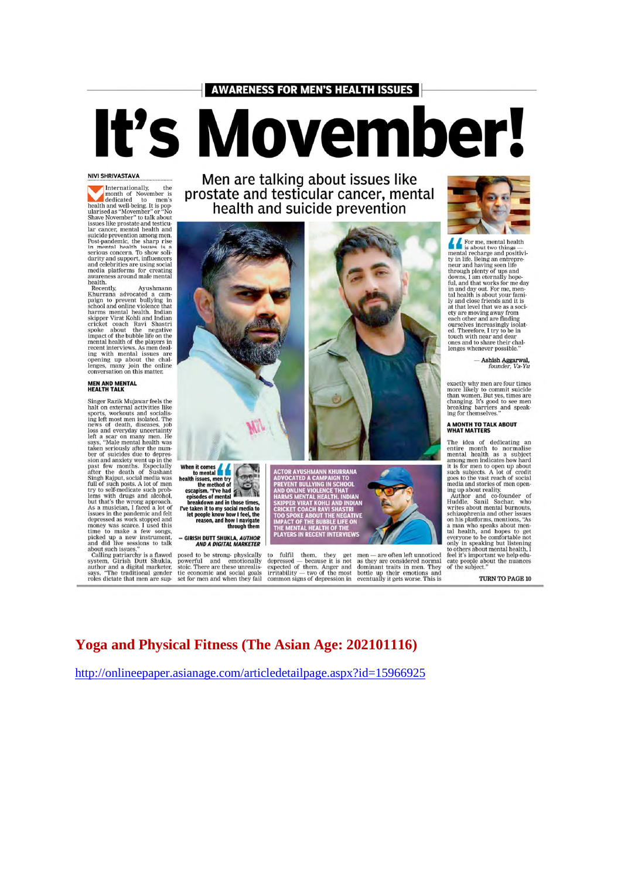AWARENESS FOR MEN'S HEALTH ISSUES

# It's Movember!

## Men are talking about issues like prostate and testicular cancer, mental health and suicide prevention

NIVI SHRIVASTAVA

Internationally, the month of November is dedicated to men's health and well-being. It is popularised as "Movember" or "No Shave November" to talk about issues like prostate and testicular cancer, mental health and suicide prevention among men. Post-pandemic, the sharp rise in mental health issues is a serious concern. To show solidarity and support, influencers and celebrities are using social media platforms for creating awareness around male mental health.

Recently, Ayushmann Khurrana advocated a campaign to prevent bullying in school and online violence that harms mental health. Indian skipper Virat Kohli and Indian cricket coach Ravi Shastri spoke about the negative impact of the bubble life on the mental health of the players in recent interviews. As men dealing with mental issues are opening up about the challenges, many join the online conversation on this matter.

### MEN AND MENTAL HEALTH TALK

Singer Razik Mujawar feels the halt on external activities like sports, workouts and socialising left most men isolated. The news of death, diseases, job loss and everyday uncertainty left a scar on many men. He says, "Male mental health was taken seriously after the number of suicides due to depression and anxiety went up in the past few months. Especially after the death of Sushant Singh Rajput, social media was full of such posts. A lot of men try to self-medicate such problems with drugs and alcohol, but that's the wrong approach. As a musician, I faced a lot of issues in the pandemic and felt depressed as work stopped and money was scarce. I used this time to make a few songs, picked up a new instrument, and did live sessions to talk about such issues."

Calling patriarchy is a flawed system, Girish Dutt Shukla, author and a digital marketer, says, "The traditional gender roles dictate that men are supposed to be strong- physically and emotionally stoic. There are these unrealistic economic and social goals set for men and when they fail to fulfil them, they get depressed — because it is not expected of them. Anger and irritability — two of the most common signs of depression in men — are often left unnoticed as they are considered normal dominant traits in men. They bottle up their emotions and eventually it gets worse. This is exactly why men are four times more likely to commit suicide than women. But yes, times are changing. It's good to see men breaking barriers and speaking for themselves."

> When it comes to mental health issues, men try the method of escapism. "I've had episodes of mental breakdown and in those times, I've taken it to my social media to let people know how I feel, the reason, and how I navigate through them
>
> — GIRISH DUTT SHUKLA, *AUTHOR AND A DIGITAL MARKETER*

ACTOR AYUSHMANN KHURRANA ADVOCATED A CAMPAIGN TO PREVENT BULLYING IN SCHOOL AND ONLINE VIOLENCE THAT HARMS MENTAL HEALTH. INDIAN SKIPPER VIRAT KOHLI AND INDIAN CRICKET COACH RAVI SHASTRI TOO SPOKE ABOUT THE NEGATIVE IMPACT OF THE BUBBLE LIFE ON THE MENTAL HEALTH OF THE PLAYERS IN RECENT INTERVIEWS

> For me, mental health is about two things — mental recharge and positivity in life. Being an entrepreneur and having seen life through plenty of ups and downs, I am eternally hopeful, and that works for me day in and day out. For me, mental health is about your family and close friends and it is at that level that we as a society are moving away from each other and are finding ourselves increasingly isolated. Therefore, I try to be in touch with near and dear ones and to share their challenges whenever possible."
>
> — **Ashish Aggarwal**, *founder, Va-Yu*

### A MONTH TO TALK ABOUT WHAT MATTERS

The idea of dedicating an entire month to normalise mental health as a subject among men indicates how hard it is for men to open up about such subjects. A lot of credit goes to the vast reach of social media and stories of men opening up about reality.

Author and co-founder of Huddle, Sanil Sachar, who writes about mental burnouts, schizophrenia and other issues on his platforms, mentions, "As a man who speaks about mental health, and hopes to get everyone to be comfortable not only in speaking but listening to others about mental health, I feel it's important we help educate people about the nuances of the subject."

TURN TO PAGE 10

## Yoga and Physical Fitness (The Asian Age: 202101116)

http://onlineepaper.asianage.com/articledetailpage.aspx?id=15966925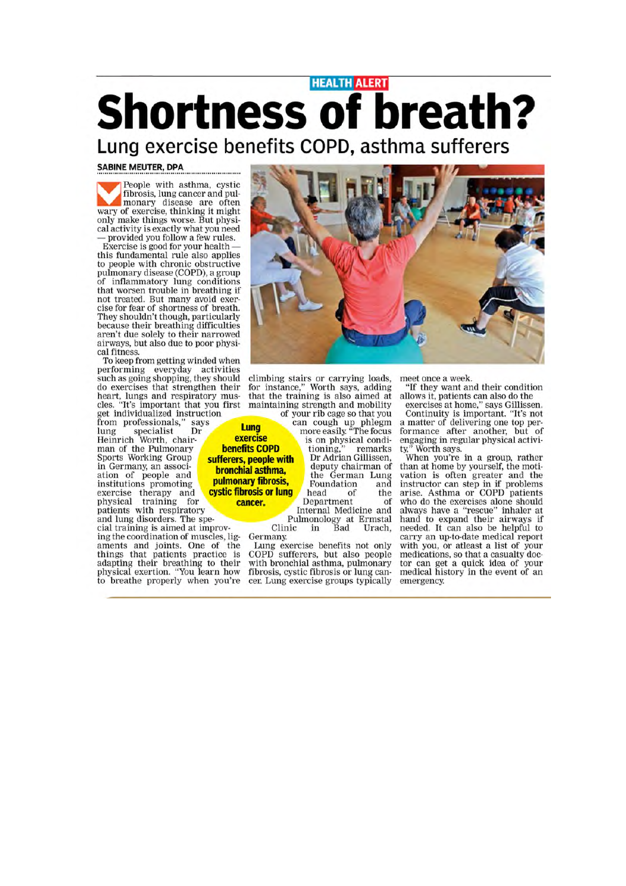HEALTH ALERT

# Shortness of breath?

## Lung exercise benefits COPD, asthma sufferers

**SABINE MEUTER, DPA**

People with asthma, cystic fibrosis, lung cancer and pulmonary disease are often wary of exercise, thinking it might only make things worse. But physical activity is exactly what you need — provided you follow a few rules.

Exercise is good for your health — this fundamental rule also applies to people with chronic obstructive pulmonary disease (COPD), a group of inflammatory lung conditions that worsen trouble in breathing if not treated. But many avoid exercise for fear of shortness of breath. They shouldn't though, particularly because their breathing difficulties aren't due solely to their narrowed airways, but also due to poor physical fitness.

To keep from getting winded when performing everyday activities such as going shopping, they should do exercises that strengthen their heart, lungs and respiratory muscles. "It's important that you first get individualized instruction from professionals," says lung specialist Dr Heinrich Worth, chairman of the Pulmonary Sports Working Group in Germany, an association of people and institutions promoting exercise therapy and physical training for patients with respiratory and lung disorders. The special training is aimed at improving the coordination of muscles, ligaments and joints. One of the things that patients practice is adapting their breathing to their physical exertion. "You learn how to breathe properly when you're climbing stairs or carrying loads, for instance," Worth says, adding that the training is also aimed at maintaining strength and mobility of your rib cage so that you can cough up phlegm more easily. "The focus is on physical conditioning," remarks Dr Adrian Gillissen, deputy chairman of the German Lung Foundation and head of the Department of Internal Medicine and Pulmonology at Ermstal Clinic in Bad Urach, Germany.

**Lung exercise benefits COPD sufferers, people with bronchial asthma, pulmonary fibrosis, cystic fibrosis or lung cancer.**

Lung exercise benefits not only COPD sufferers, but also people with bronchial asthma, pulmonary fibrosis, cystic fibrosis or lung cancer. Lung exercise groups typically meet once a week.

"If they want and their condition allows it, patients can also do the exercises at home," says Gillissen.

Continuity is important. "It's not a matter of delivering one top performance after another, but of engaging in regular physical activity," Worth says.

When you're in a group, rather than at home by yourself, the motivation is often greater and the instructor can step in if problems arise. Asthma or COPD patients who do the exercises alone should always have a "rescue" inhaler at hand to expand their airways if needed. It can also be helpful to carry an up-to-date medical report with you, or atleast a list of your medications, so that a casualty doctor can get a quick idea of your medical history in the event of an emergency.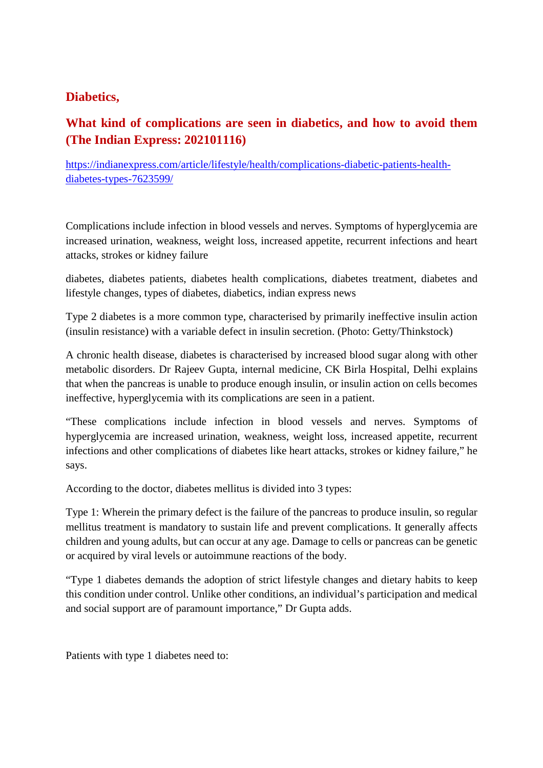## Diabetics,

## What kind of complications are seen in diabetics, and how to avoid them (The Indian Express: 202101116)

[https://indianexpress.com/article/lifestyle/health/complications-diabetic-patients-health-diabetes-types-7623599/](https://indianexpress.com/article/lifestyle/health/complications-diabetic-patients-health-diabetes-types-7623599/)

Complications include infection in blood vessels and nerves. Symptoms of hyperglycemia are increased urination, weakness, weight loss, increased appetite, recurrent infections and heart attacks, strokes or kidney failure

diabetes, diabetes patients, diabetes health complications, diabetes treatment, diabetes and lifestyle changes, types of diabetes, diabetics, indian express news

Type 2 diabetes is a more common type, characterised by primarily ineffective insulin action (insulin resistance) with a variable defect in insulin secretion. (Photo: Getty/Thinkstock)

A chronic health disease, diabetes is characterised by increased blood sugar along with other metabolic disorders. Dr Rajeev Gupta, internal medicine, CK Birla Hospital, Delhi explains that when the pancreas is unable to produce enough insulin, or insulin action on cells becomes ineffective, hyperglycemia with its complications are seen in a patient.

"These complications include infection in blood vessels and nerves. Symptoms of hyperglycemia are increased urination, weakness, weight loss, increased appetite, recurrent infections and other complications of diabetes like heart attacks, strokes or kidney failure," he says.

According to the doctor, diabetes mellitus is divided into 3 types:

Type 1: Wherein the primary defect is the failure of the pancreas to produce insulin, so regular mellitus treatment is mandatory to sustain life and prevent complications. It generally affects children and young adults, but can occur at any age. Damage to cells or pancreas can be genetic or acquired by viral levels or autoimmune reactions of the body.

"Type 1 diabetes demands the adoption of strict lifestyle changes and dietary habits to keep this condition under control. Unlike other conditions, an individual's participation and medical and social support are of paramount importance," Dr Gupta adds.

Patients with type 1 diabetes need to: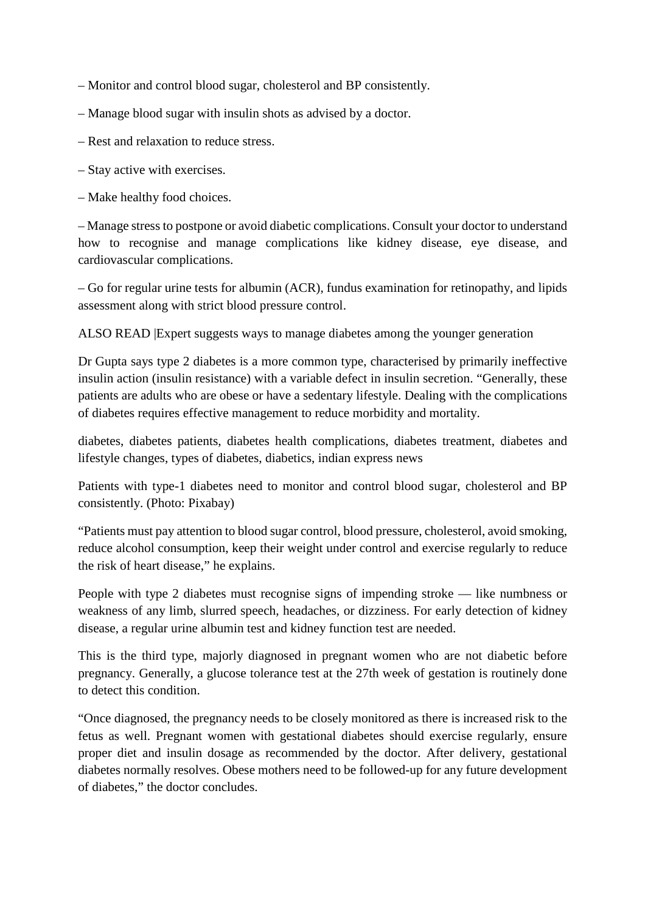– Monitor and control blood sugar, cholesterol and BP consistently.

– Manage blood sugar with insulin shots as advised by a doctor.

– Rest and relaxation to reduce stress.

– Stay active with exercises.

– Make healthy food choices.

– Manage stress to postpone or avoid diabetic complications. Consult your doctor to understand how to recognise and manage complications like kidney disease, eye disease, and cardiovascular complications.

– Go for regular urine tests for albumin (ACR), fundus examination for retinopathy, and lipids assessment along with strict blood pressure control.

ALSO READ |Expert suggests ways to manage diabetes among the younger generation

Dr Gupta says type 2 diabetes is a more common type, characterised by primarily ineffective insulin action (insulin resistance) with a variable defect in insulin secretion. "Generally, these patients are adults who are obese or have a sedentary lifestyle. Dealing with the complications of diabetes requires effective management to reduce morbidity and mortality.

diabetes, diabetes patients, diabetes health complications, diabetes treatment, diabetes and lifestyle changes, types of diabetes, diabetics, indian express news

Patients with type-1 diabetes need to monitor and control blood sugar, cholesterol and BP consistently. (Photo: Pixabay)

"Patients must pay attention to blood sugar control, blood pressure, cholesterol, avoid smoking, reduce alcohol consumption, keep their weight under control and exercise regularly to reduce the risk of heart disease," he explains.

People with type 2 diabetes must recognise signs of impending stroke — like numbness or weakness of any limb, slurred speech, headaches, or dizziness. For early detection of kidney disease, a regular urine albumin test and kidney function test are needed.

This is the third type, majorly diagnosed in pregnant women who are not diabetic before pregnancy. Generally, a glucose tolerance test at the 27th week of gestation is routinely done to detect this condition.

"Once diagnosed, the pregnancy needs to be closely monitored as there is increased risk to the fetus as well. Pregnant women with gestational diabetes should exercise regularly, ensure proper diet and insulin dosage as recommended by the doctor. After delivery, gestational diabetes normally resolves. Obese mothers need to be followed-up for any future development of diabetes," the doctor concludes.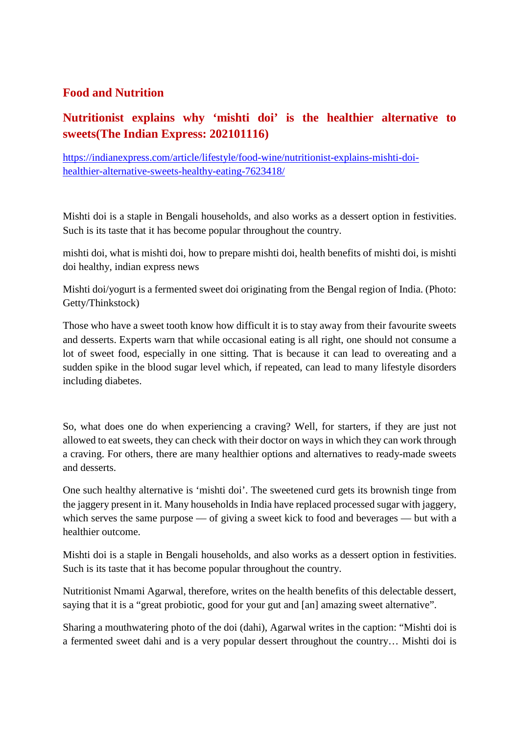## Food and Nutrition

### Nutritionist explains why 'mishti doi' is the healthier alternative to sweets(The Indian Express: 202101116)

https://indianexpress.com/article/lifestyle/food-wine/nutritionist-explains-mishti-doi-healthier-alternative-sweets-healthy-eating-7623418/

Mishti doi is a staple in Bengali households, and also works as a dessert option in festivities. Such is its taste that it has become popular throughout the country.

mishti doi, what is mishti doi, how to prepare mishti doi, health benefits of mishti doi, is mishti doi healthy, indian express news

Mishti doi/yogurt is a fermented sweet doi originating from the Bengal region of India. (Photo: Getty/Thinkstock)

Those who have a sweet tooth know how difficult it is to stay away from their favourite sweets and desserts. Experts warn that while occasional eating is all right, one should not consume a lot of sweet food, especially in one sitting. That is because it can lead to overeating and a sudden spike in the blood sugar level which, if repeated, can lead to many lifestyle disorders including diabetes.

So, what does one do when experiencing a craving? Well, for starters, if they are just not allowed to eat sweets, they can check with their doctor on ways in which they can work through a craving. For others, there are many healthier options and alternatives to ready-made sweets and desserts.

One such healthy alternative is 'mishti doi'. The sweetened curd gets its brownish tinge from the jaggery present in it. Many households in India have replaced processed sugar with jaggery, which serves the same purpose — of giving a sweet kick to food and beverages — but with a healthier outcome.

Mishti doi is a staple in Bengali households, and also works as a dessert option in festivities. Such is its taste that it has become popular throughout the country.

Nutritionist Nmami Agarwal, therefore, writes on the health benefits of this delectable dessert, saying that it is a "great probiotic, good for your gut and [an] amazing sweet alternative".

Sharing a mouthwatering photo of the doi (dahi), Agarwal writes in the caption: "Mishti doi is a fermented sweet dahi and is a very popular dessert throughout the country… Mishti doi is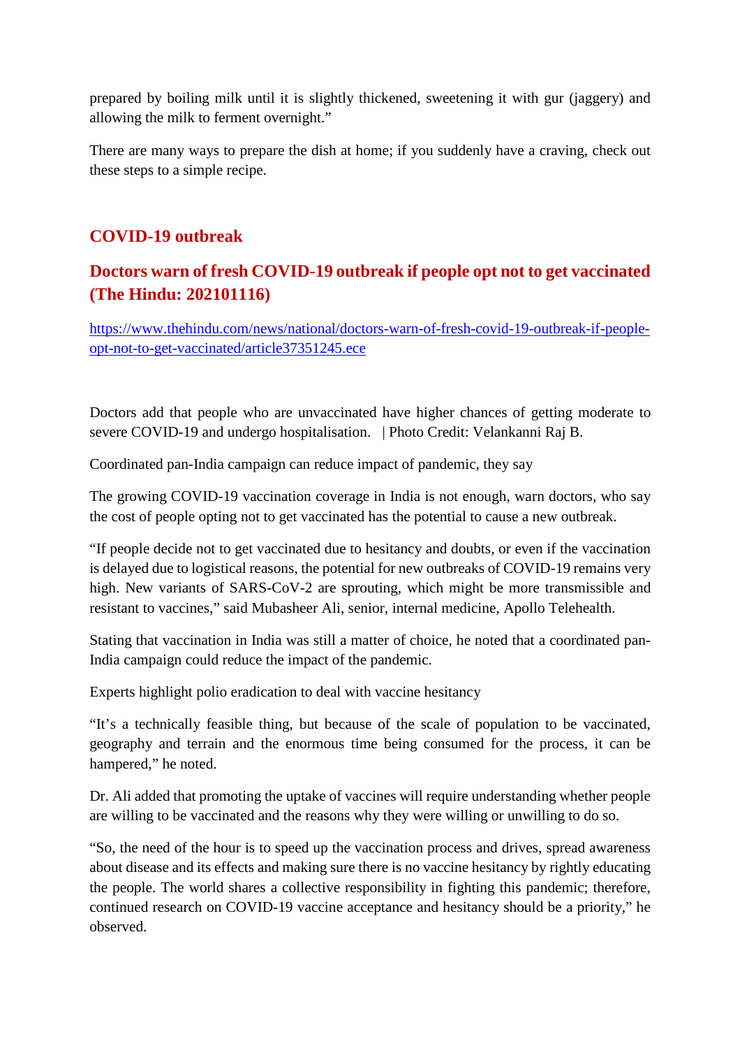prepared by boiling milk until it is slightly thickened, sweetening it with gur (jaggery) and allowing the milk to ferment overnight."

There are many ways to prepare the dish at home; if you suddenly have a craving, check out these steps to a simple recipe.

## COVID-19 outbreak

### Doctors warn of fresh COVID-19 outbreak if people opt not to get vaccinated (The Hindu: 202101116)

https://www.thehindu.com/news/national/doctors-warn-of-fresh-covid-19-outbreak-if-people-opt-not-to-get-vaccinated/article37351245.ece

Doctors add that people who are unvaccinated have higher chances of getting moderate to severe COVID-19 and undergo hospitalisation. | Photo Credit: Velankanni Raj B.

Coordinated pan-India campaign can reduce impact of pandemic, they say

The growing COVID-19 vaccination coverage in India is not enough, warn doctors, who say the cost of people opting not to get vaccinated has the potential to cause a new outbreak.

"If people decide not to get vaccinated due to hesitancy and doubts, or even if the vaccination is delayed due to logistical reasons, the potential for new outbreaks of COVID-19 remains very high. New variants of SARS-CoV-2 are sprouting, which might be more transmissible and resistant to vaccines," said Mubasheer Ali, senior, internal medicine, Apollo Telehealth.

Stating that vaccination in India was still a matter of choice, he noted that a coordinated pan-India campaign could reduce the impact of the pandemic.

Experts highlight polio eradication to deal with vaccine hesitancy

"It's a technically feasible thing, but because of the scale of population to be vaccinated, geography and terrain and the enormous time being consumed for the process, it can be hampered," he noted.

Dr. Ali added that promoting the uptake of vaccines will require understanding whether people are willing to be vaccinated and the reasons why they were willing or unwilling to do so.

"So, the need of the hour is to speed up the vaccination process and drives, spread awareness about disease and its effects and making sure there is no vaccine hesitancy by rightly educating the people. The world shares a collective responsibility in fighting this pandemic; therefore, continued research on COVID-19 vaccine acceptance and hesitancy should be a priority," he observed.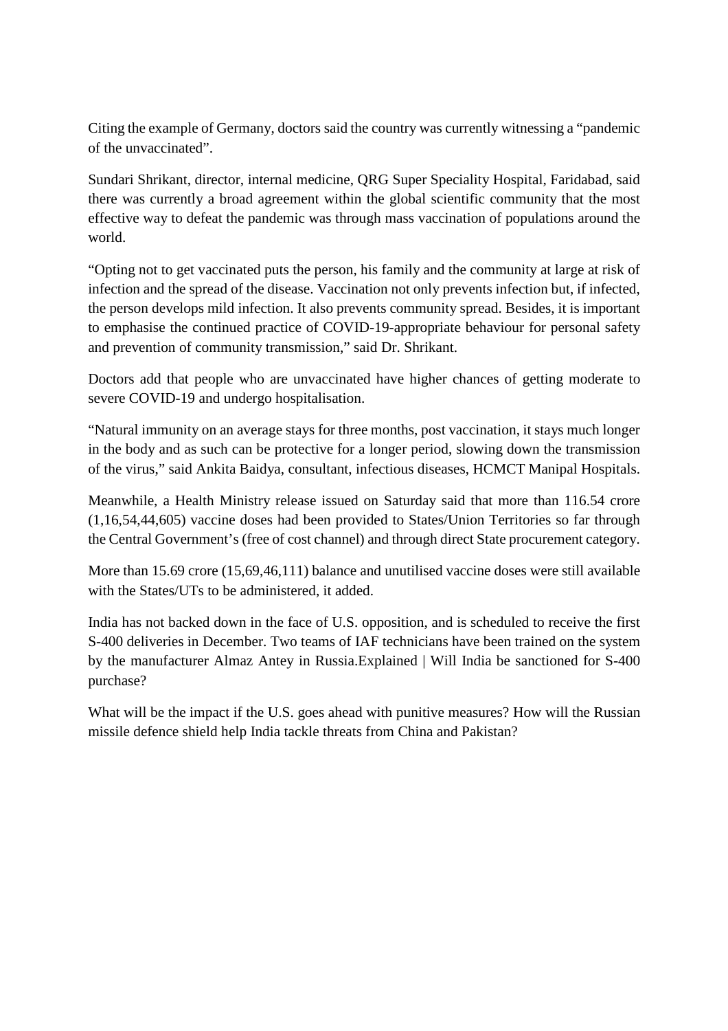Citing the example of Germany, doctors said the country was currently witnessing a "pandemic of the unvaccinated".

Sundari Shrikant, director, internal medicine, QRG Super Speciality Hospital, Faridabad, said there was currently a broad agreement within the global scientific community that the most effective way to defeat the pandemic was through mass vaccination of populations around the world.

"Opting not to get vaccinated puts the person, his family and the community at large at risk of infection and the spread of the disease. Vaccination not only prevents infection but, if infected, the person develops mild infection. It also prevents community spread. Besides, it is important to emphasise the continued practice of COVID-19-appropriate behaviour for personal safety and prevention of community transmission," said Dr. Shrikant.

Doctors add that people who are unvaccinated have higher chances of getting moderate to severe COVID-19 and undergo hospitalisation.

"Natural immunity on an average stays for three months, post vaccination, it stays much longer in the body and as such can be protective for a longer period, slowing down the transmission of the virus," said Ankita Baidya, consultant, infectious diseases, HCMCT Manipal Hospitals.

Meanwhile, a Health Ministry release issued on Saturday said that more than 116.54 crore (1,16,54,44,605) vaccine doses had been provided to States/Union Territories so far through the Central Government's (free of cost channel) and through direct State procurement category.

More than 15.69 crore (15,69,46,111) balance and unutilised vaccine doses were still available with the States/UTs to be administered, it added.

India has not backed down in the face of U.S. opposition, and is scheduled to receive the first S-400 deliveries in December. Two teams of IAF technicians have been trained on the system by the manufacturer Almaz Antey in Russia.Explained | Will India be sanctioned for S-400 purchase?

What will be the impact if the U.S. goes ahead with punitive measures? How will the Russian missile defence shield help India tackle threats from China and Pakistan?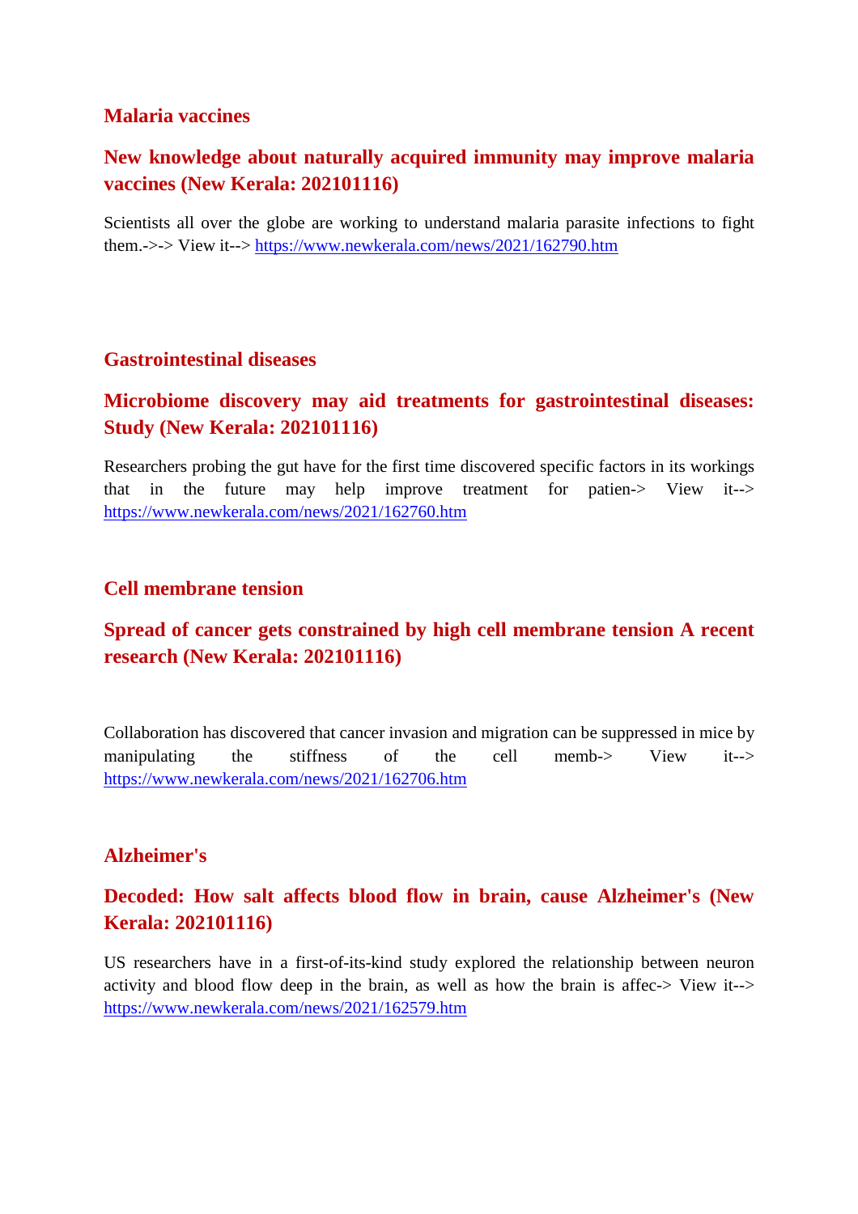## Malaria vaccines

### New knowledge about naturally acquired immunity may improve malaria vaccines (New Kerala: 202101116)

Scientists all over the globe are working to understand malaria parasite infections to fight them.->-> View it--> https://www.newkerala.com/news/2021/162790.htm

## Gastrointestinal diseases

### Microbiome discovery may aid treatments for gastrointestinal diseases: Study (New Kerala: 202101116)

Researchers probing the gut have for the first time discovered specific factors in its workings that in the future may help improve treatment for patien-> View it--> https://www.newkerala.com/news/2021/162760.htm

## Cell membrane tension

### Spread of cancer gets constrained by high cell membrane tension A recent research (New Kerala: 202101116)

Collaboration has discovered that cancer invasion and migration can be suppressed in mice by manipulating the stiffness of the cell memb-> View it--> https://www.newkerala.com/news/2021/162706.htm

## Alzheimer's

### Decoded: How salt affects blood flow in brain, cause Alzheimer's (New Kerala: 202101116)

US researchers have in a first-of-its-kind study explored the relationship between neuron activity and blood flow deep in the brain, as well as how the brain is affec-> View it--> https://www.newkerala.com/news/2021/162579.htm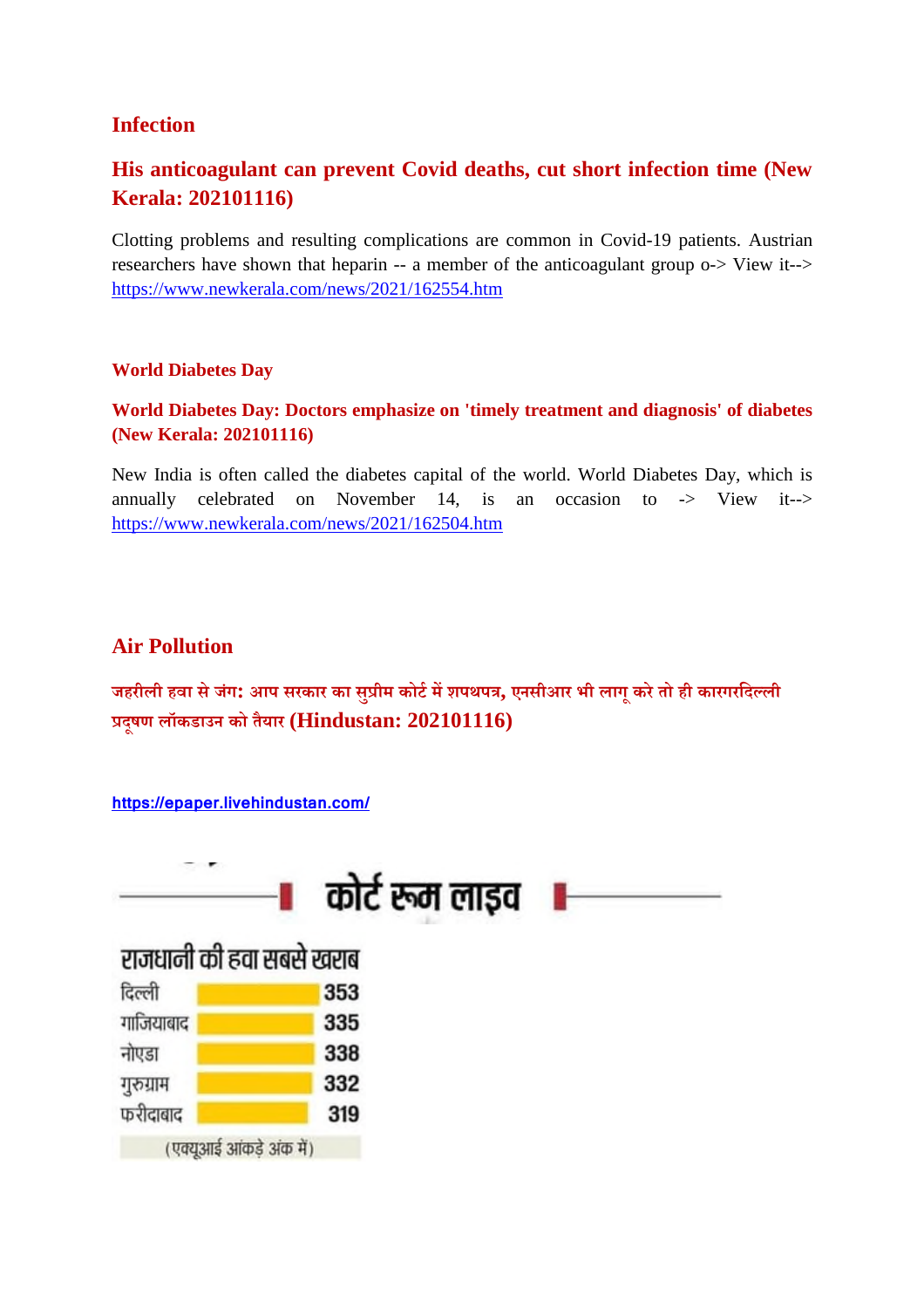## Infection

### His anticoagulant can prevent Covid deaths, cut short infection time (New Kerala: 202101116)

Clotting problems and resulting complications are common in Covid-19 patients. Austrian researchers have shown that heparin -- a member of the anticoagulant group o-> View it--> https://www.newkerala.com/news/2021/162554.htm

### World Diabetes Day

### World Diabetes Day: Doctors emphasize on 'timely treatment and diagnosis' of diabetes (New Kerala: 202101116)

New India is often called the diabetes capital of the world. World Diabetes Day, which is annually celebrated on November 14, is an occasion to -> View it--> https://www.newkerala.com/news/2021/162504.htm

## Air Pollution

### जहरीली हवा से जंग: आप सरकार का सुप्रीम कोर्ट में शपथपत्र, एनसीआर भी लागू करे तो ही कारगरदिल्ली प्रदूषण लॉकडाउन को तैयार (Hindustan: 202101116)

https://epaper.livehindustan.com/

**कोर्ट रूम लाइव**

**राजधानी की हवा सबसे खराब**

| शहर | एक्यूआई |
|---|---|
| दिल्ली | 353 |
| गाजियाबाद | 335 |
| नोएडा | 338 |
| गुरुग्राम | 332 |
| फरीदाबाद | 319 |

(एक्यूआई आंकड़े अंक में)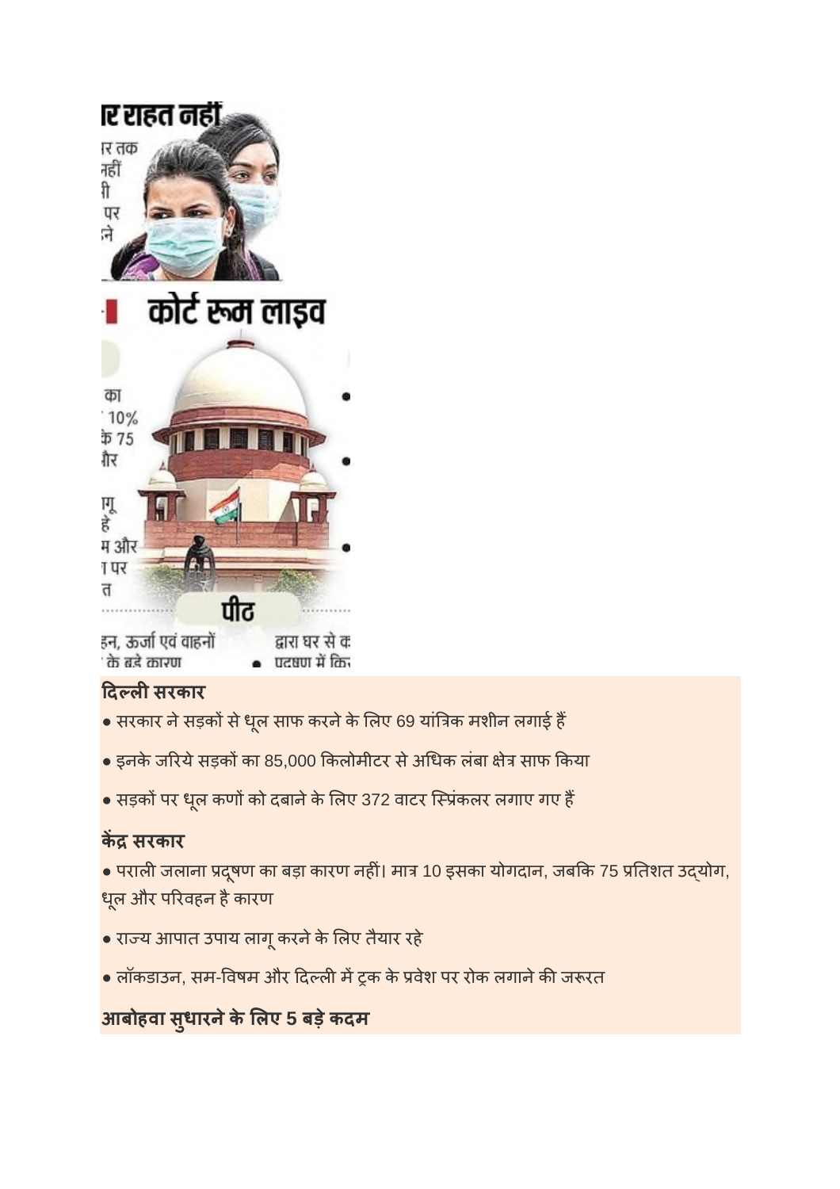### दिल्ली सरकार

- सरकार ने सड़कों से धूल साफ करने के लिए 69 यांत्रिक मशीन लगाई हैं
- इनके जरिये सड़कों का 85,000 किलोमीटर से अधिक लंबा क्षेत्र साफ किया
- सड़कों पर धूल कणों को दबाने के लिए 372 वाटर स्प्रिंकलर लगाए गए हैं

### केंद्र सरकार

- पराली जलाना प्रदूषण का बड़ा कारण नहीं। मात्र 10 इसका योगदान, जबकि 75 प्रतिशत उद्योग, धूल और परिवहन है कारण
- राज्य आपात उपाय लागू करने के लिए तैयार रहे
- लॉकडाउन, सम-विषम और दिल्ली में ट्रक के प्रवेश पर रोक लगाने की जरूरत

### आबोहवा सुधारने के लिए 5 बड़े कदम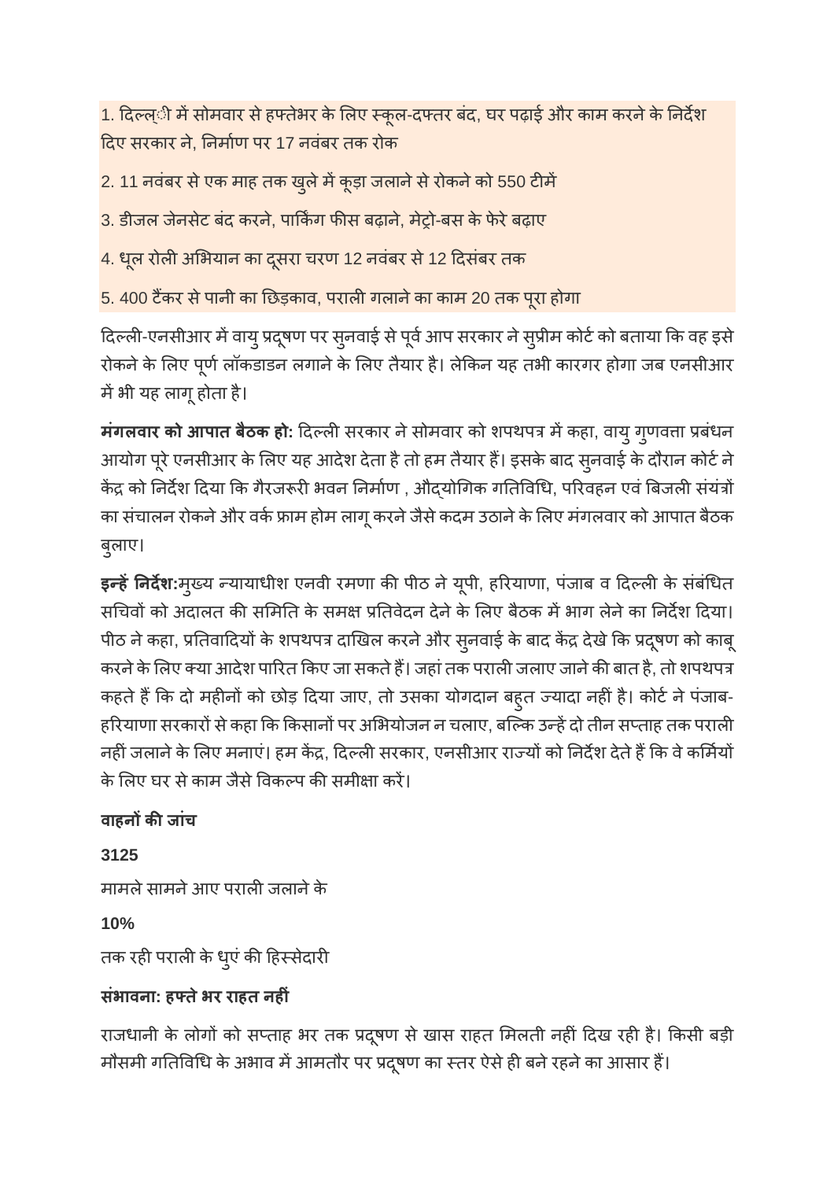1. दिल्ल्ी में सोमवार से हफ्तेभर के लिए स्कूल-दफ्तर बंद, घर पढ़ाई और काम करने के निर्देश दिए सरकार ने, निर्माण पर 17 नवंबर तक रोक

2. 11 नवंबर से एक माह तक खुले में कूड़ा जलाने से रोकने को 550 टीमें

3. डीजल जेनसेट बंद करने, पार्किंग फीस बढ़ाने, मेट्रो-बस के फेरे बढ़ाए

4. धूल रोली अभियान का दूसरा चरण 12 नवंबर से 12 दिसंबर तक

5. 400 टैंकर से पानी का छिड़काव, पराली गलाने का काम 20 तक पूरा होगा

दिल्ली-एनसीआर में वायु प्रदूषण पर सुनवाई से पूर्व आप सरकार ने सुप्रीम कोर्ट को बताया कि वह इसे रोकने के लिए पूर्ण लॉकडाउन लगाने के लिए तैयार है। लेकिन यह तभी कारगर होगा जब एनसीआर में भी यह लागू होता है।

**मंगलवार को आपात बैठक हो:** दिल्ली सरकार ने सोमवार को शपथपत्र में कहा, वायु गुणवत्ता प्रबंधन आयोग पूरे एनसीआर के लिए यह आदेश देता है तो हम तैयार हैं। इसके बाद सुनवाई के दौरान कोर्ट ने केंद्र को निर्देश दिया कि गैरजरूरी भवन निर्माण , औद्योगिक गतिविधि, परिवहन एवं बिजली संयंत्रों का संचालन रोकने और वर्क फ्राम होम लागू करने जैसे कदम उठाने के लिए मंगलवार को आपात बैठक बुलाए।

**इन्हें निर्देश:**मुख्य न्यायाधीश एनवी रमणा की पीठ ने यूपी, हरियाणा, पंजाब व दिल्ली के संबंधित सचिवों को अदालत की समिति के समक्ष प्रतिवेदन देने के लिए बैठक में भाग लेने का निर्देश दिया। पीठ ने कहा, प्रतिवादियों के शपथपत्र दाखिल करने और सुनवाई के बाद केंद्र देखे कि प्रदूषण को काबू करने के लिए क्या आदेश पारित किए जा सकते हैं। जहां तक पराली जलाए जाने की बात है, तो शपथपत्र कहते हैं कि दो महीनों को छोड़ दिया जाए, तो उसका योगदान बहुत ज्यादा नहीं है। कोर्ट ने पंजाब-हरियाणा सरकारों से कहा कि किसानों पर अभियोजन न चलाए, बल्कि उन्हें दो तीन सप्ताह तक पराली नहीं जलाने के लिए मनाएं। हम केंद्र, दिल्ली सरकार, एनसीआर राज्यों को निर्देश देते हैं कि वे कर्मियों के लिए घर से काम जैसे विकल्प की समीक्षा करें।

**वाहनों की जांच**

**3125**

मामले सामने आए पराली जलाने के

**10%**

तक रही पराली के धुएं की हिस्सेदारी

**संभावना: हफ्ते भर राहत नहीं**

राजधानी के लोगों को सप्ताह भर तक प्रदूषण से खास राहत मिलती नहीं दिख रही है। किसी बड़ी मौसमी गतिविधि के अभाव में आमतौर पर प्रदूषण का स्तर ऐसे ही बने रहने का आसार हैं।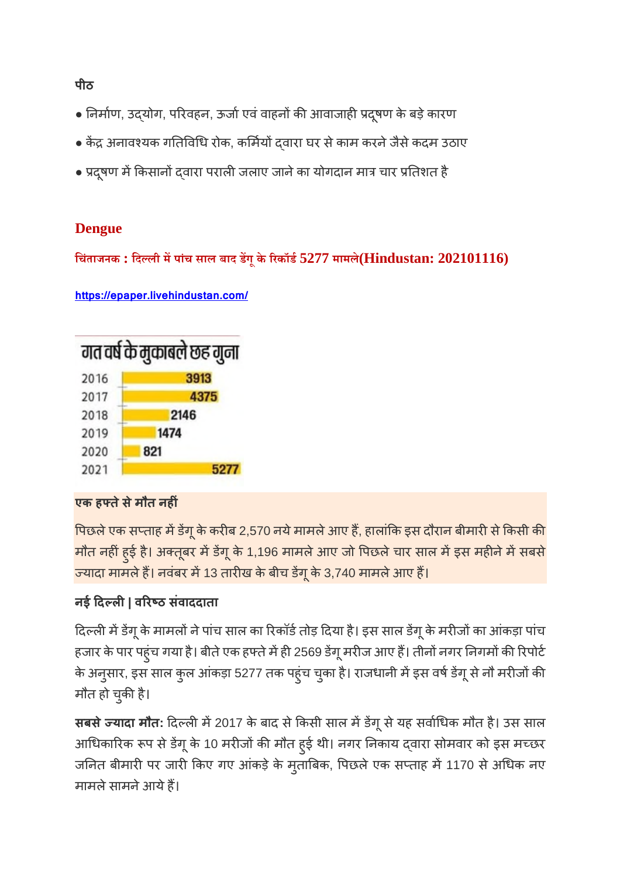**पीठ**

- निर्माण, उद्योग, परिवहन, ऊर्जा एवं वाहनों की आवाजाही प्रदूषण के बड़े कारण
- केंद्र अनावश्यक गतिविधि रोक, कर्मियों द्वारा घर से काम करने जैसे कदम उठाए
- प्रदूषण में किसानों द्वारा पराली जलाए जाने का योगदान मात्र चार प्रतिशत है

## Dengue

### चिंताजनक : दिल्ली में पांच साल बाद डेंगू के रिकॉर्ड 5277 मामले(Hindustan: 202101116)

https://epaper.livehindustan.com/

**गत वर्ष के मुकाबले छह गुना**

| वर्ष | मामले |
|---|---|
| 2016 | 3913 |
| 2017 | 4375 |
| 2018 | 2146 |
| 2019 | 1474 |
| 2020 | 821 |
| 2021 | 5277 |

**एक हफ्ते से मौत नहीं**

पिछले एक सप्ताह में डेंगू के करीब 2,570 नये मामले आए हैं, हालांकि इस दौरान बीमारी से किसी की मौत नहीं हुई है। अक्तूबर में डेंगू के 1,196 मामले आए जो पिछले चार साल में इस महीने में सबसे ज्यादा मामले हैं। नवंबर में 13 तारीख के बीच डेंगू के 3,740 मामले आए हैं।

**नई दिल्ली | वरिष्ठ संवाददाता**

दिल्ली में डेंगू के मामलों ने पांच साल का रिकॉर्ड तोड़ दिया है। इस साल डेंगू के मरीजों का आंकड़ा पांच हजार के पार पहुंच गया है। बीते एक हफ्ते में ही 2569 डेंगू मरीज आए हैं। तीनों नगर निगमों की रिपोर्ट के अनुसार, इस साल कुल आंकड़ा 5277 तक पहुंच चुका है। राजधानी में इस वर्ष डेंगू से नौ मरीजों की मौत हो चुकी है।

**सबसे ज्यादा मौत:** दिल्ली में 2017 के बाद से किसी साल में डेंगू से यह सर्वाधिक मौत है। उस साल आधिकारिक रूप से डेंगू के 10 मरीजों की मौत हुई थी। नगर निकाय द्वारा सोमवार को इस मच्छर जनित बीमारी पर जारी किए गए आंकड़े के मुताबिक, पिछले एक सप्ताह में 1170 से अधिक नए मामले सामने आये हैं।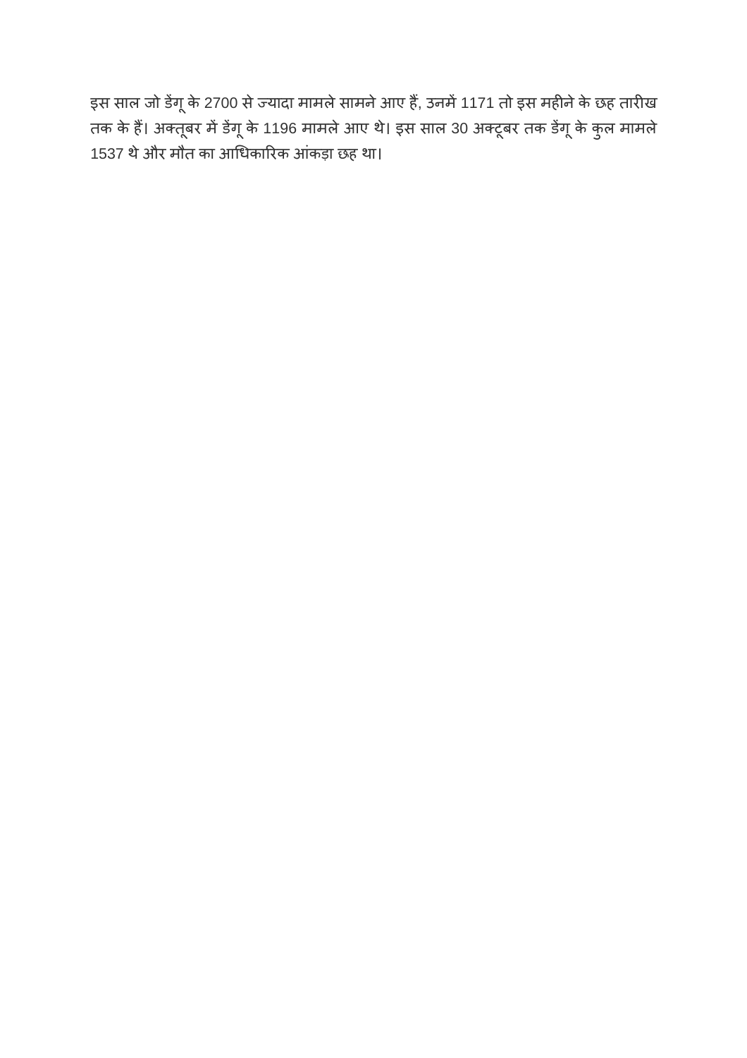इस साल जो डेंगू के 2700 से ज्यादा मामले सामने आए हैं, उनमें 1171 तो इस महीने के छह तारीख तक के हैं। अक्तूबर में डेंगू के 1196 मामले आए थे। इस साल 30 अक्टूबर तक डेंगू के कुल मामले 1537 थे और मौत का आधिकारिक आंकड़ा छह था।